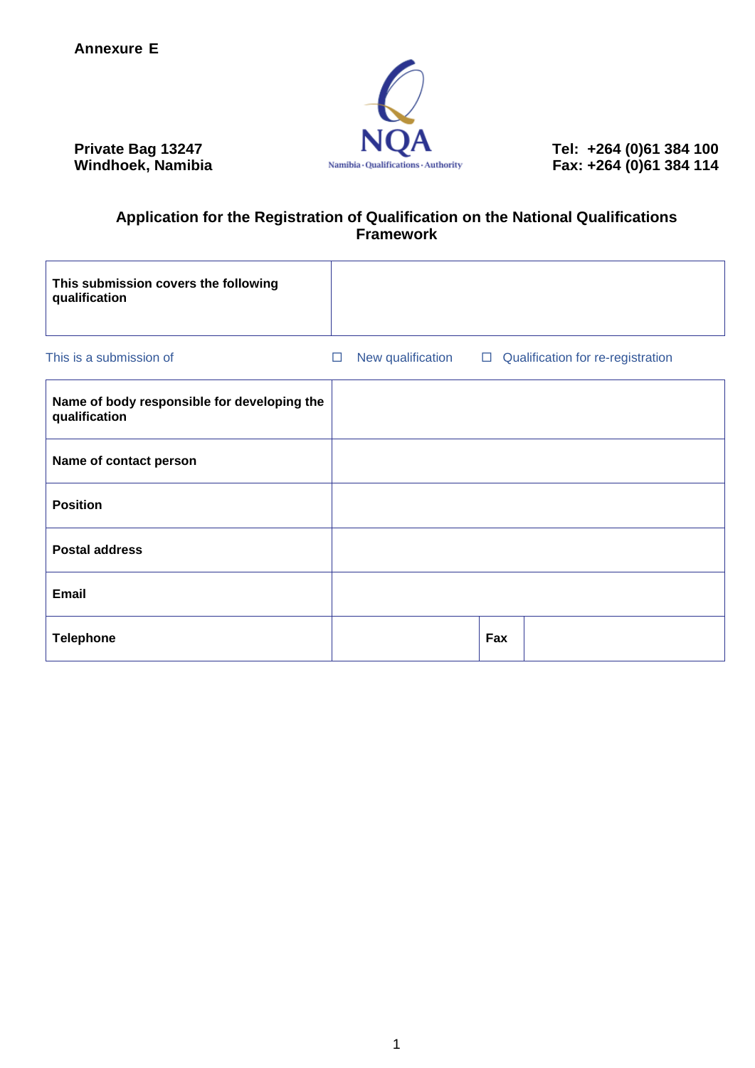**Annexure E**

**Private Bag 13247**
**Windhoek, Namibia**

NQA
Namibia · Qualifications · Authority

**Tel: +264 (0)61 384 100**
**Fax: +264 (0)61 384 114**

## Application for the Registration of Qualification on the National Qualifications Framework

| **This submission covers the following qualification** | |
|---|---|

This is a submission of ☐ New qualification ☐ Qualification for re-registration

| **Name of body responsible for developing the qualification** | | | |
|---|---|---|---|
| **Name of contact person** | | | |
| **Position** | | | |
| **Postal address** | | | |
| **Email** | | | |
| **Telephone** | | **Fax** | |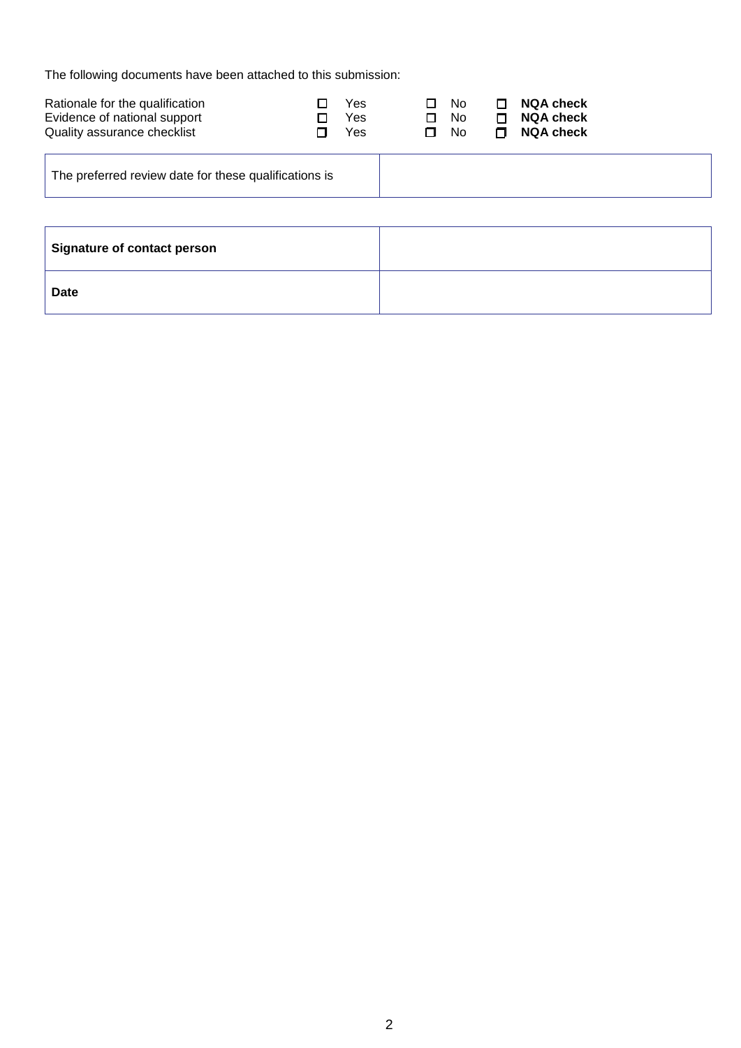The following documents have been attached to this submission:

| | | | |
|---|---|---|---|
| Rationale for the qualification | ☐ Yes | ☐ No | ☐ **NQA check** |
| Evidence of national support | ☐ Yes | ☐ No | ☐ **NQA check** |
| Quality assurance checklist | ☐ Yes | ☐ No | ☐ **NQA check** |

| | |
|---|---|
| The preferred review date for these qualifications is | |

| | |
|---|---|
| **Signature of contact person** | |
| **Date** | |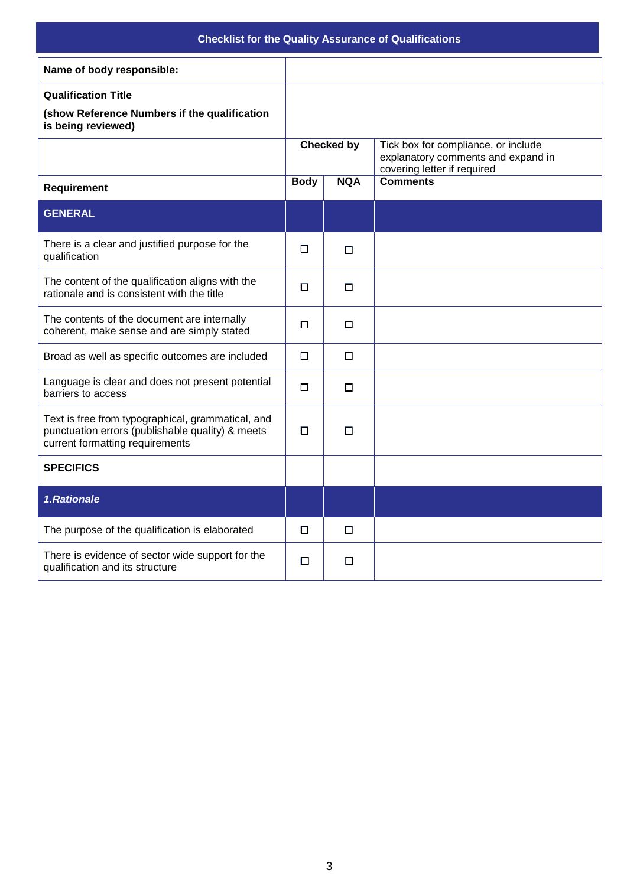## Checklist for the Quality Assurance of Qualifications

| **Name of body responsible:** | | | |
|---|---|---|---|
| **Qualification Title**<br>**(show Reference Numbers if the qualification is being reviewed)** | | | |
| | **Checked by** | | Tick box for compliance, or include explanatory comments and expand in covering letter if required |
| **Requirement** | **Body** | **NQA** | **Comments** |
| **GENERAL** | | | |
| There is a clear and justified purpose for the qualification | ☐ | ☐ | |
| The content of the qualification aligns with the rationale and is consistent with the title | ☐ | ☐ | |
| The contents of the document are internally coherent, make sense and are simply stated | ☐ | ☐ | |
| Broad as well as specific outcomes are included | ☐ | ☐ | |
| Language is clear and does not present potential barriers to access | ☐ | ☐ | |
| Text is free from typographical, grammatical, and punctuation errors (publishable quality) & meets current formatting requirements | ☐ | ☐ | |
| **SPECIFICS** | | | |
| ***1.Rationale*** | | | |
| The purpose of the qualification is elaborated | ☐ | ☐ | |
| There is evidence of sector wide support for the qualification and its structure | ☐ | ☐ | |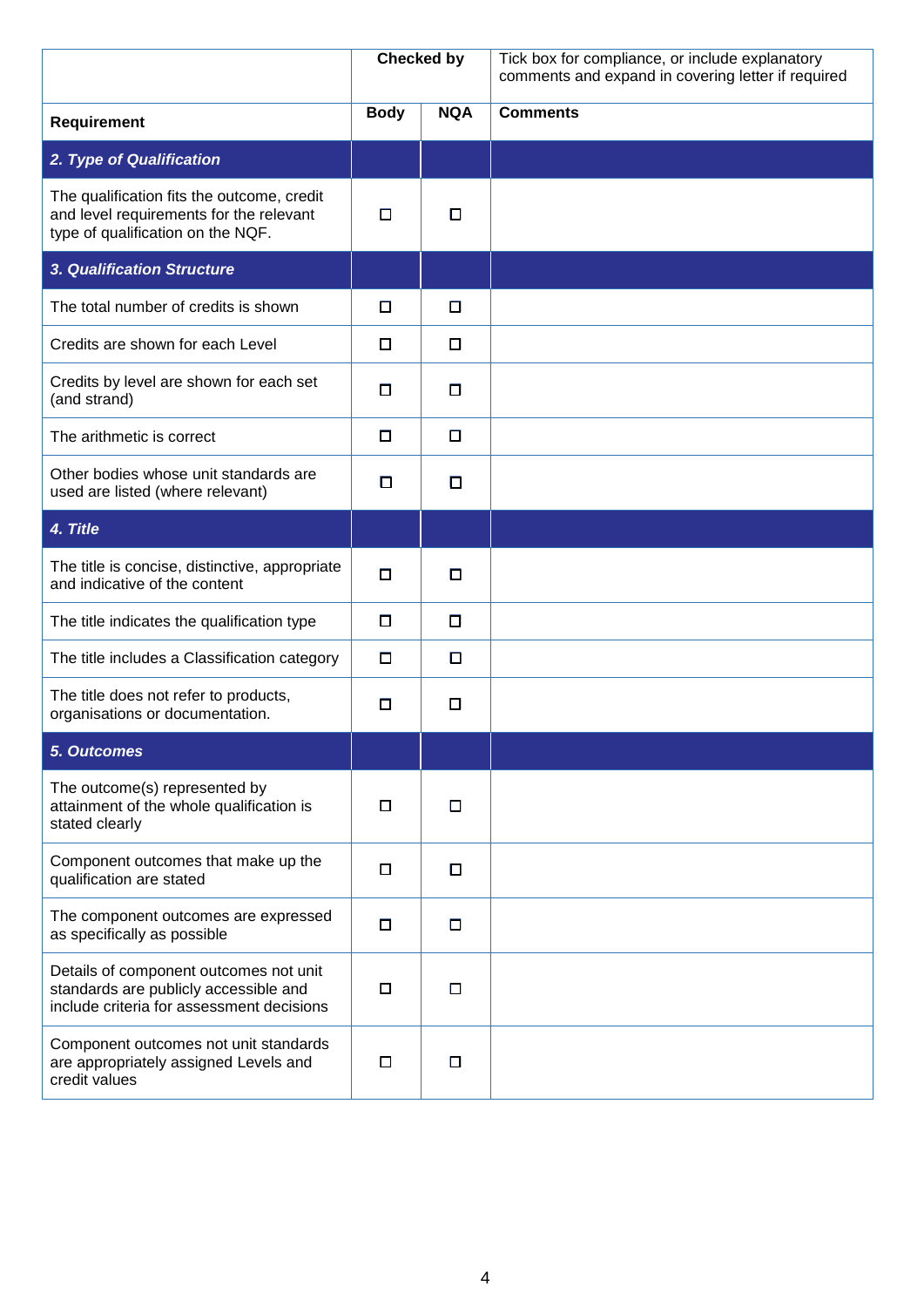| | Checked by | | Tick box for compliance, or include explanatory comments and expand in covering letter if required |
|---|---|---|---|
| **Requirement** | **Body** | **NQA** | **Comments** |
| ***2. Type of Qualification*** | | | |
| The qualification fits the outcome, credit and level requirements for the relevant type of qualification on the NQF. | ☐ | ☐ | |
| ***3. Qualification Structure*** | | | |
| The total number of credits is shown | ☐ | ☐ | |
| Credits are shown for each Level | ☐ | ☐ | |
| Credits by level are shown for each set (and strand) | ☐ | ☐ | |
| The arithmetic is correct | ☐ | ☐ | |
| Other bodies whose unit standards are used are listed (where relevant) | ☐ | ☐ | |
| ***4. Title*** | | | |
| The title is concise, distinctive, appropriate and indicative of the content | ☐ | ☐ | |
| The title indicates the qualification type | ☐ | ☐ | |
| The title includes a Classification category | ☐ | ☐ | |
| The title does not refer to products, organisations or documentation. | ☐ | ☐ | |
| ***5. Outcomes*** | | | |
| The outcome(s) represented by attainment of the whole qualification is stated clearly | ☐ | ☐ | |
| Component outcomes that make up the qualification are stated | ☐ | ☐ | |
| The component outcomes are expressed as specifically as possible | ☐ | ☐ | |
| Details of component outcomes not unit standards are publicly accessible and include criteria for assessment decisions | ☐ | ☐ | |
| Component outcomes not unit standards are appropriately assigned Levels and credit values | ☐ | ☐ | |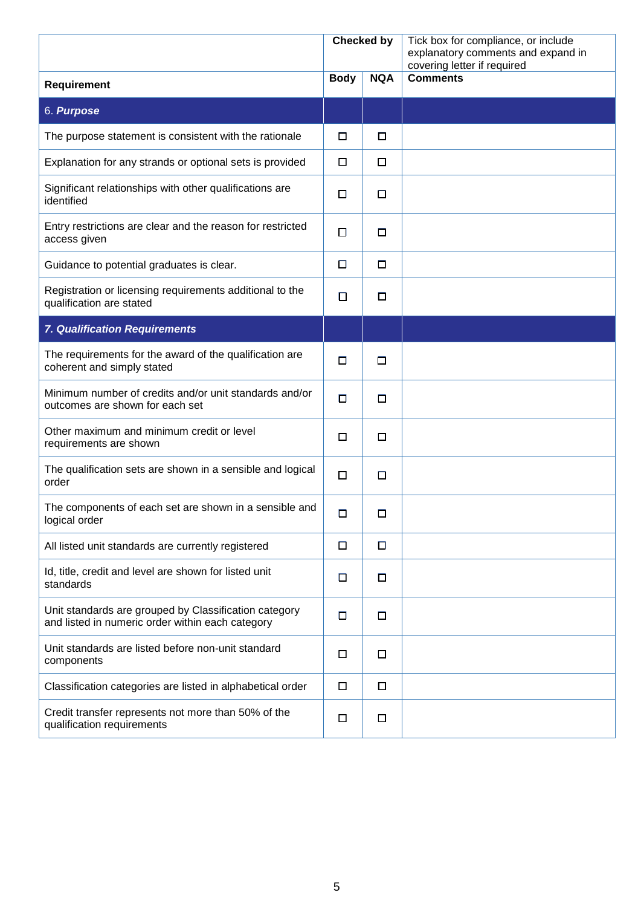| | Checked by | | Tick box for compliance, or include explanatory comments and expand in covering letter if required |
|---|---|---|---|
| **Requirement** | **Body** | **NQA** | **Comments** |
| 6. ***Purpose*** | | | |
| The purpose statement is consistent with the rationale | ☐ | ☐ | |
| Explanation for any strands or optional sets is provided | ☐ | ☐ | |
| Significant relationships with other qualifications are identified | ☐ | ☐ | |
| Entry restrictions are clear and the reason for restricted access given | ☐ | ☐ | |
| Guidance to potential graduates is clear. | ☐ | ☐ | |
| Registration or licensing requirements additional to the qualification are stated | ☐ | ☐ | |
| ***7. Qualification Requirements*** | | | |
| The requirements for the award of the qualification are coherent and simply stated | ☐ | ☐ | |
| Minimum number of credits and/or unit standards and/or outcomes are shown for each set | ☐ | ☐ | |
| Other maximum and minimum credit or level requirements are shown | ☐ | ☐ | |
| The qualification sets are shown in a sensible and logical order | ☐ | ☐ | |
| The components of each set are shown in a sensible and logical order | ☐ | ☐ | |
| All listed unit standards are currently registered | ☐ | ☐ | |
| Id, title, credit and level are shown for listed unit standards | ☐ | ☐ | |
| Unit standards are grouped by Classification category and listed in numeric order within each category | ☐ | ☐ | |
| Unit standards are listed before non-unit standard components | ☐ | ☐ | |
| Classification categories are listed in alphabetical order | ☐ | ☐ | |
| Credit transfer represents not more than 50% of the qualification requirements | ☐ | ☐ | |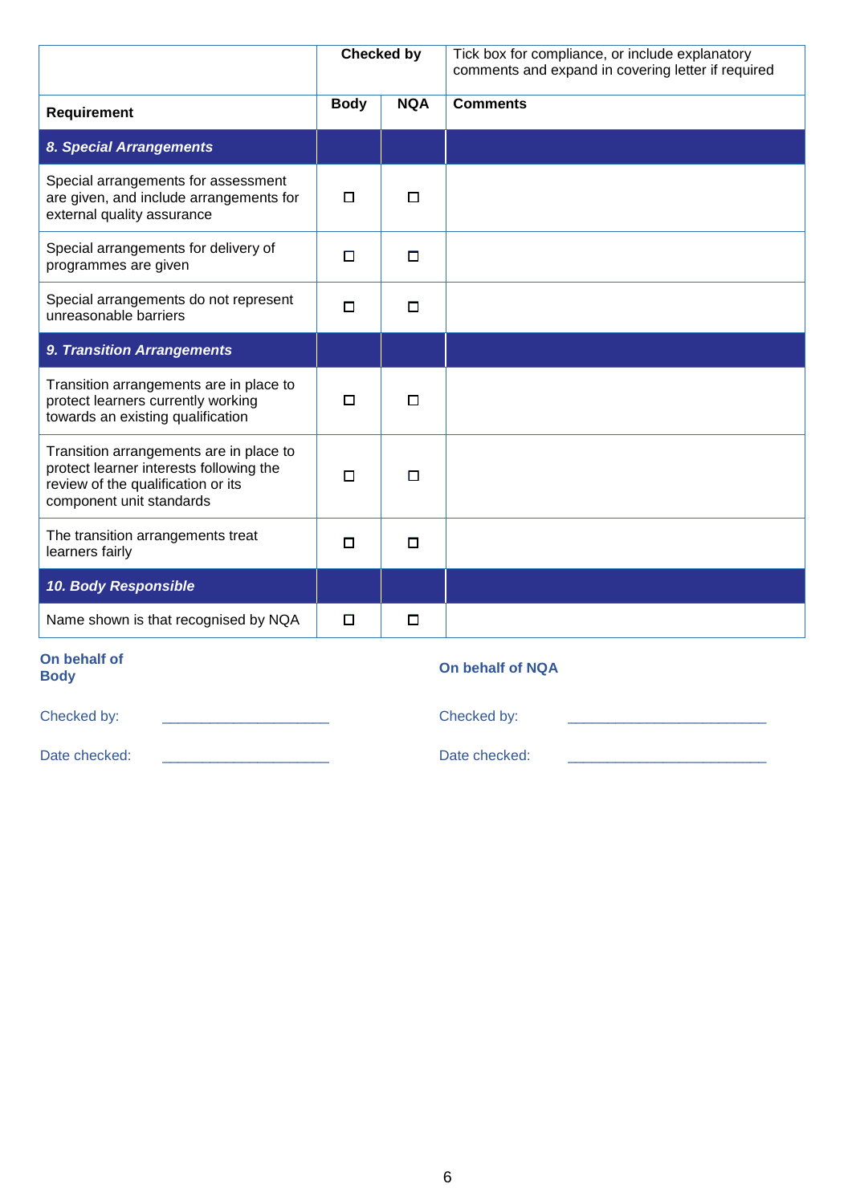| | Checked by | | Tick box for compliance, or include explanatory comments and expand in covering letter if required |
|---|---|---|---|
| **Requirement** | **Body** | **NQA** | **Comments** |
| ***8. Special Arrangements*** | | | |
| Special arrangements for assessment are given, and include arrangements for external quality assurance | ☐ | ☐ | |
| Special arrangements for delivery of programmes are given | ☐ | ☐ | |
| Special arrangements do not represent unreasonable barriers | ☐ | ☐ | |
| ***9. Transition Arrangements*** | | | |
| Transition arrangements are in place to protect learners currently working towards an existing qualification | ☐ | ☐ | |
| Transition arrangements are in place to protect learner interests following the review of the qualification or its component unit standards | ☐ | ☐ | |
| The transition arrangements treat learners fairly | ☐ | ☐ | |
| ***10. Body Responsible*** | | | |
| Name shown is that recognised by NQA | ☐ | ☐ | |

**On behalf of Body**

Checked by: ____________________

Date checked: ____________________

**On behalf of NQA**

Checked by: ____________________

Date checked: ____________________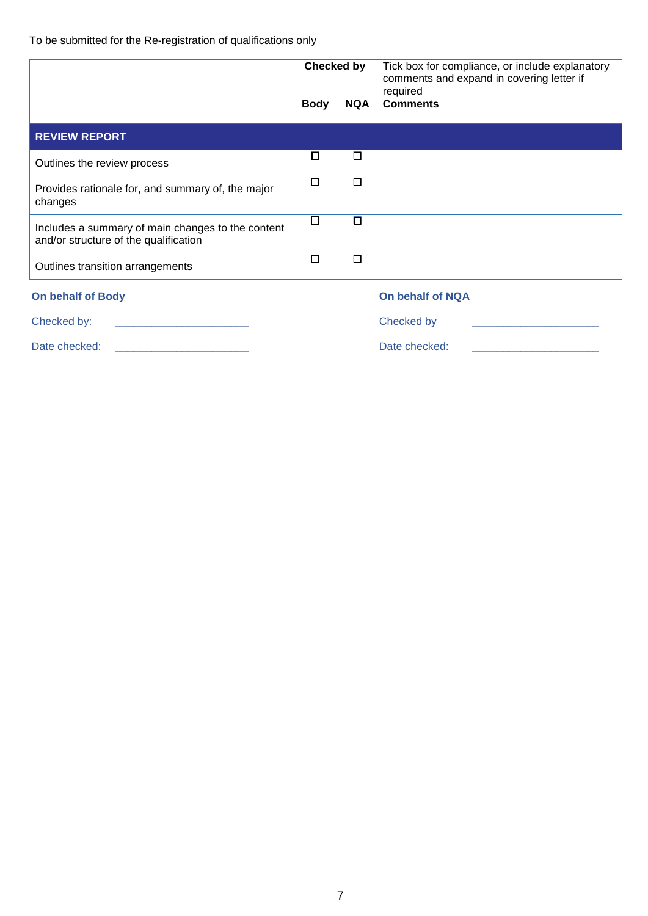To be submitted for the Re-registration of qualifications only

| | Checked by | | Tick box for compliance, or include explanatory comments and expand in covering letter if required |
|---|---|---|---|
| | **Body** | **NQA** | **Comments** |
| **REVIEW REPORT** | | | |
| Outlines the review process | ☐ | ☐ | |
| Provides rationale for, and summary of, the major changes | ☐ | ☐ | |
| Includes a summary of main changes to the content and/or structure of the qualification | ☐ | ☐ | |
| Outlines transition arrangements | ☐ | ☐ | |

**On behalf of Body**

Checked by: ______________________

Date checked: ______________________

**On behalf of NQA**

Checked by ______________________

Date checked: ______________________